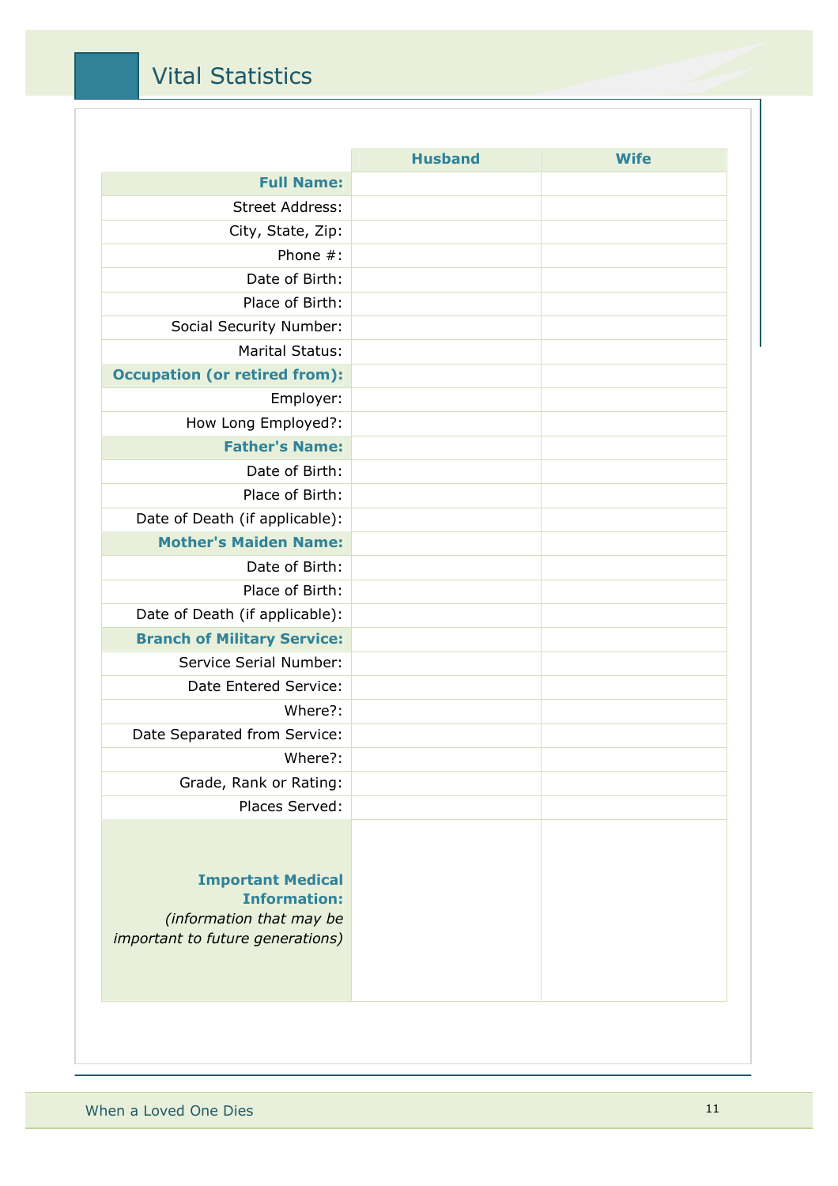# Vital Statistics

| | Husband | Wife |
|---|---|---|
| **Full Name:** | | |
| Street Address: | | |
| City, State, Zip: | | |
| Phone #: | | |
| Date of Birth: | | |
| Place of Birth: | | |
| Social Security Number: | | |
| Marital Status: | | |
| **Occupation (or retired from):** | | |
| Employer: | | |
| How Long Employed?: | | |
| **Father's Name:** | | |
| Date of Birth: | | |
| Place of Birth: | | |
| Date of Death (if applicable): | | |
| **Mother's Maiden Name:** | | |
| Date of Birth: | | |
| Place of Birth: | | |
| Date of Death (if applicable): | | |
| **Branch of Military Service:** | | |
| Service Serial Number: | | |
| Date Entered Service: | | |
| Where?: | | |
| Date Separated from Service: | | |
| Where?: | | |
| Grade, Rank or Rating: | | |
| Places Served: | | |
| **Important Medical Information:** *(information that may be important to future generations)* | | |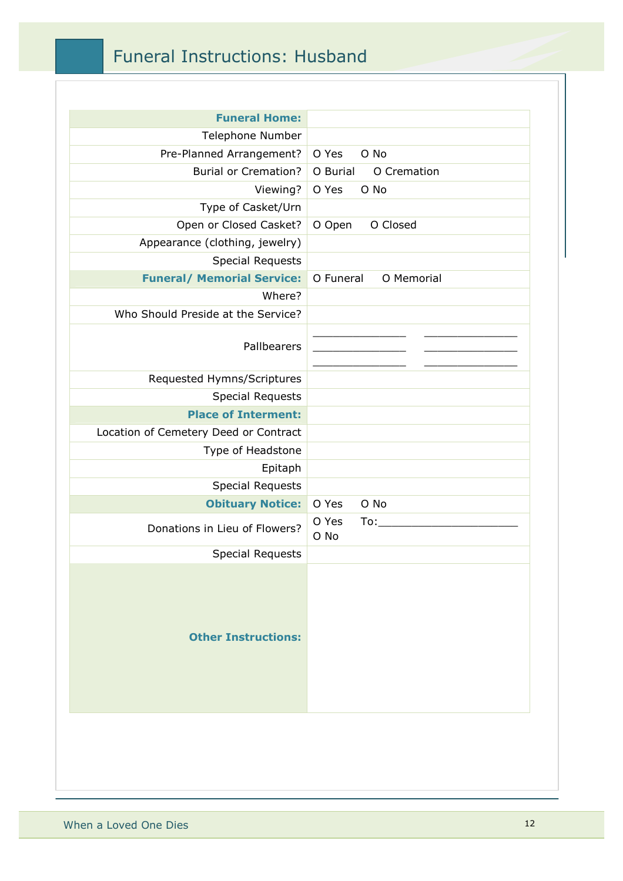# Funeral Instructions: Husband

| | |
|---|---|
| **Funeral Home:** | |
| Telephone Number | |
| Pre-Planned Arrangement? | O Yes O No |
| Burial or Cremation? | O Burial O Cremation |
| Viewing? | O Yes O No |
| Type of Casket/Urn | |
| Open or Closed Casket? | O Open O Closed |
| Appearance (clothing, jewelry) | |
| Special Requests | |
| **Funeral/ Memorial Service:** | O Funeral O Memorial |
| Where? | |
| Who Should Preside at the Service? | |
| Pallbearers | _______________ _______________<br>_______________ _______________<br>_______________ _______________ |
| Requested Hymns/Scriptures | |
| Special Requests | |
| **Place of Interment:** | |
| Location of Cemetery Deed or Contract | |
| Type of Headstone | |
| Epitaph | |
| Special Requests | |
| **Obituary Notice:** | O Yes O No |
| Donations in Lieu of Flowers? | O Yes To:______________________<br>O No |
| Special Requests | |
| **Other Instructions:** | |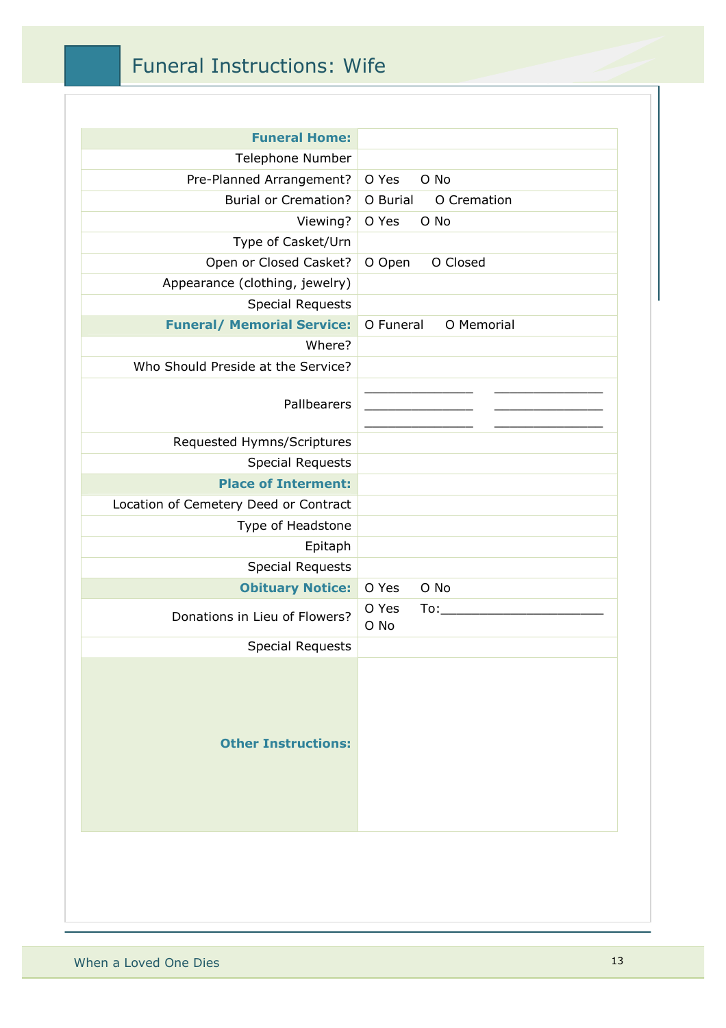# Funeral Instructions: Wife

| | |
|---|---|
| **Funeral Home:** | |
| Telephone Number | |
| Pre-Planned Arrangement? | O Yes O No |
| Burial or Cremation? | O Burial O Cremation |
| Viewing? | O Yes O No |
| Type of Casket/Urn | |
| Open or Closed Casket? | O Open O Closed |
| Appearance (clothing, jewelry) | |
| Special Requests | |
| **Funeral/ Memorial Service:** | O Funeral O Memorial |
| Where? | |
| Who Should Preside at the Service? | |
| Pallbearers | _______________ _______________ _______________ _______________ _______________ _______________ |
| Requested Hymns/Scriptures | |
| Special Requests | |
| **Place of Interment:** | |
| Location of Cemetery Deed or Contract | |
| Type of Headstone | |
| Epitaph | |
| Special Requests | |
| **Obituary Notice:** | O Yes O No |
| Donations in Lieu of Flowers? | O Yes To:______________________ O No |
| Special Requests | |
| **Other Instructions:** | |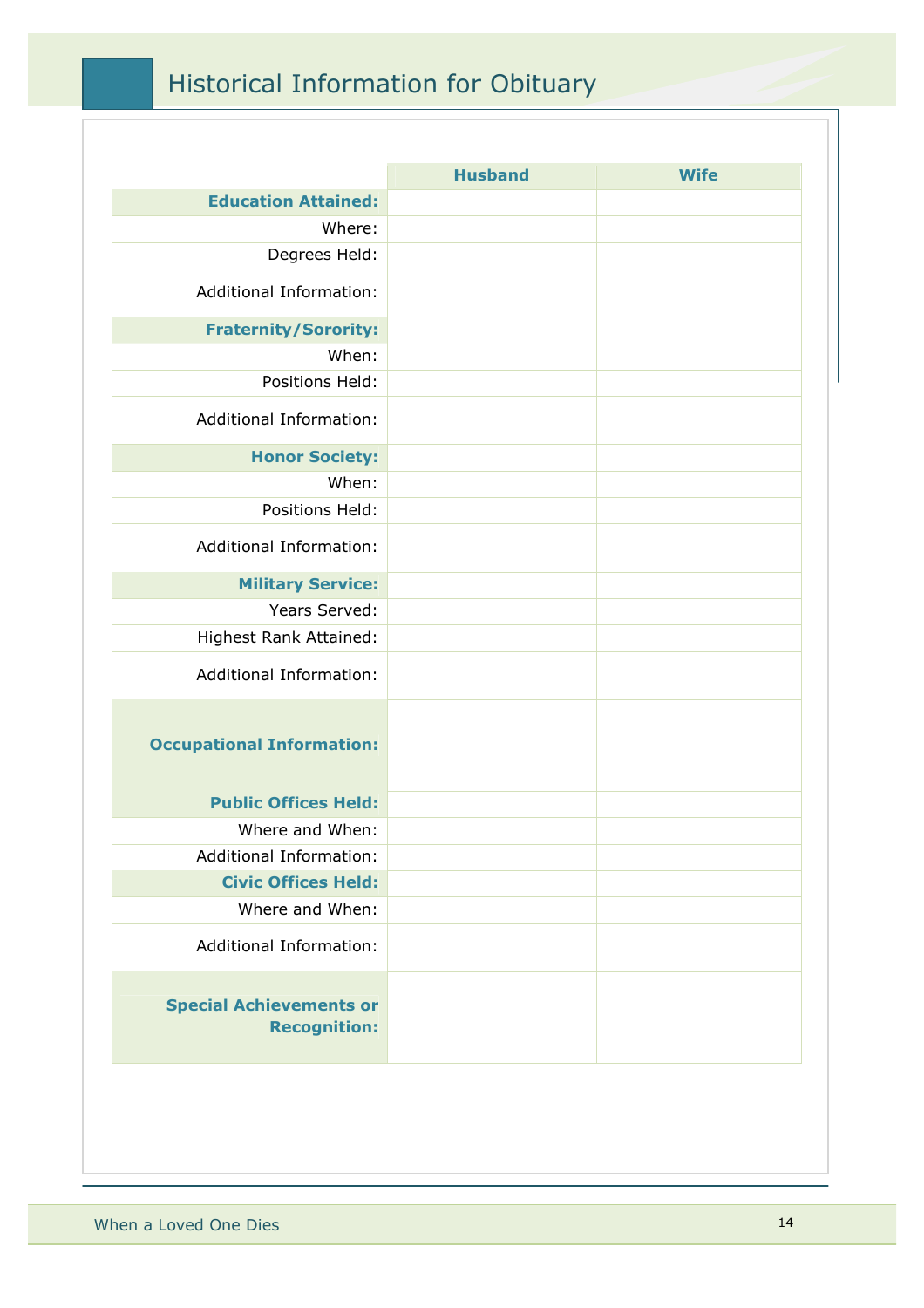# Historical Information for Obituary

| | Husband | Wife |
|---|---|---|
| **Education Attained:** | | |
| Where: | | |
| Degrees Held: | | |
| Additional Information: | | |
| **Fraternity/Sorority:** | | |
| When: | | |
| Positions Held: | | |
| Additional Information: | | |
| **Honor Society:** | | |
| When: | | |
| Positions Held: | | |
| Additional Information: | | |
| **Military Service:** | | |
| Years Served: | | |
| Highest Rank Attained: | | |
| Additional Information: | | |
| **Occupational Information:** | | |
| **Public Offices Held:** | | |
| Where and When: | | |
| Additional Information: | | |
| **Civic Offices Held:** | | |
| Where and When: | | |
| Additional Information: | | |
| **Special Achievements or Recognition:** | | |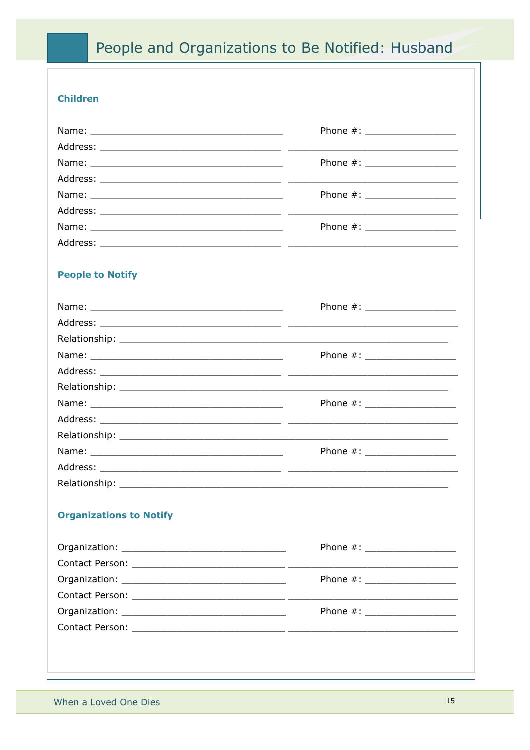# People and Organizations to Be Notified: Husband

### Children

Name: ____________________________________ Phone #: _________________
Address: __________________________________ ________________________________
Name: ____________________________________ Phone #: _________________
Address: __________________________________ ________________________________
Name: ____________________________________ Phone #: _________________
Address: __________________________________ ________________________________
Name: ____________________________________ Phone #: _________________
Address: __________________________________ ________________________________

### People to Notify

Name: ____________________________________ Phone #: _________________
Address: __________________________________ ________________________________
Relationship: ______________________________________________________________
Name: ____________________________________ Phone #: _________________
Address: __________________________________ ________________________________
Relationship: ______________________________________________________________
Name: ____________________________________ Phone #: _________________
Address: __________________________________ ________________________________
Relationship: ______________________________________________________________
Name: ____________________________________ Phone #: _________________
Address: __________________________________ ________________________________
Relationship: ______________________________________________________________

### Organizations to Notify

Organization: ______________________________ Phone #: _________________
Contact Person: _____________________________ ________________________________
Organization: ______________________________ Phone #: _________________
Contact Person: _____________________________ ________________________________
Organization: ______________________________ Phone #: _________________
Contact Person: _____________________________ ________________________________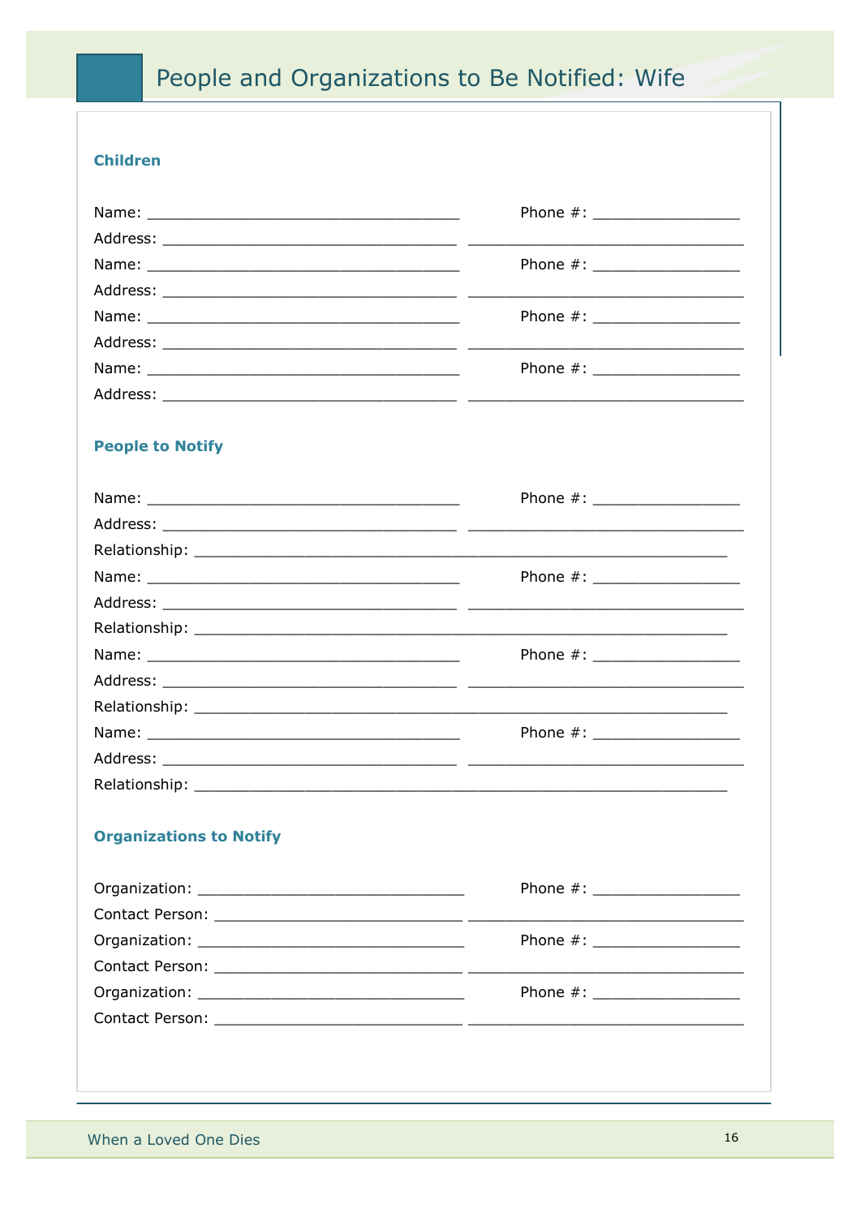# People and Organizations to Be Notified: Wife

### Children

Name: ____________________________________ Phone #: ________________

Address: __________________________________ ________________________________

Name: ____________________________________ Phone #: ________________

Address: __________________________________ ________________________________

Name: ____________________________________ Phone #: ________________

Address: __________________________________ ________________________________

Name: ____________________________________ Phone #: ________________

Address: __________________________________ ________________________________

### People to Notify

Name: ____________________________________ Phone #: ________________

Address: __________________________________ ________________________________

Relationship: ____________________________________________________________

Name: ____________________________________ Phone #: ________________

Address: __________________________________ ________________________________

Relationship: ____________________________________________________________

Name: ____________________________________ Phone #: ________________

Address: __________________________________ ________________________________

Relationship: ____________________________________________________________

Name: ____________________________________ Phone #: ________________

Address: __________________________________ ________________________________

Relationship: ____________________________________________________________

### Organizations to Notify

Organization: ______________________________ Phone #: ________________

Contact Person: ____________________________ ________________________________

Organization: ______________________________ Phone #: ________________

Contact Person: ____________________________ ________________________________

Organization: ______________________________ Phone #: ________________

Contact Person: ____________________________ ________________________________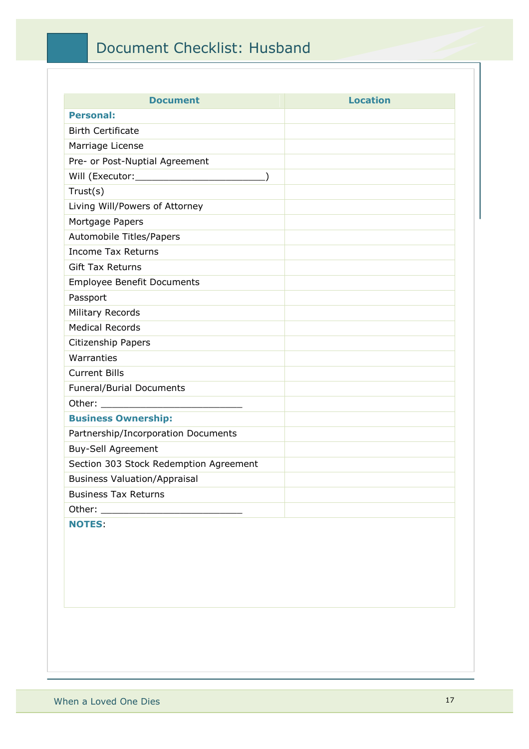# Document Checklist: Husband

| Document | Location |
| --- | --- |
| **Personal:** | |
| Birth Certificate | |
| Marriage License | |
| Pre- or Post-Nuptial Agreement | |
| Will (Executor:________________________) | |
| Trust(s) | |
| Living Will/Powers of Attorney | |
| Mortgage Papers | |
| Automobile Titles/Papers | |
| Income Tax Returns | |
| Gift Tax Returns | |
| Employee Benefit Documents | |
| Passport | |
| Military Records | |
| Medical Records | |
| Citizenship Papers | |
| Warranties | |
| Current Bills | |
| Funeral/Burial Documents | |
| Other: __________________________ | |
| **Business Ownership:** | |
| Partnership/Incorporation Documents | |
| Buy-Sell Agreement | |
| Section 303 Stock Redemption Agreement | |
| Business Valuation/Appraisal | |
| Business Tax Returns | |
| Other: __________________________ | |

**NOTES**: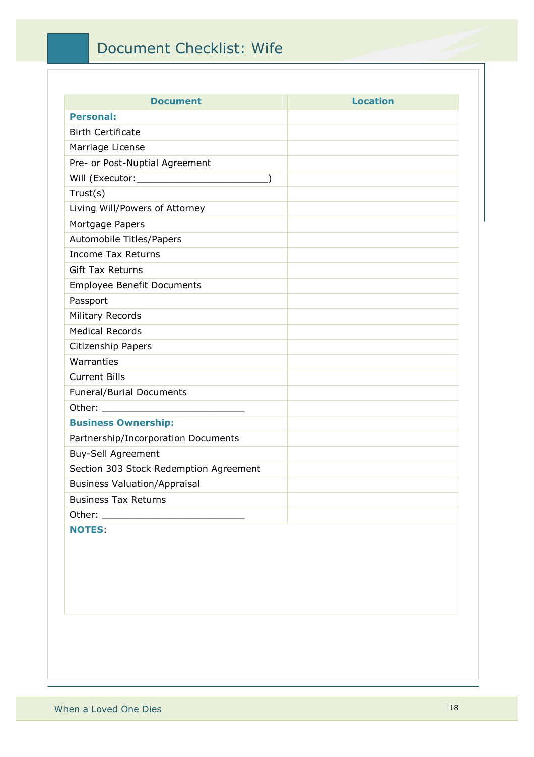# Document Checklist: Wife

| Document | Location |
|---|---|
| **Personal:** | |
| Birth Certificate | |
| Marriage License | |
| Pre- or Post-Nuptial Agreement | |
| Will (Executor:________________________) | |
| Trust(s) | |
| Living Will/Powers of Attorney | |
| Mortgage Papers | |
| Automobile Titles/Papers | |
| Income Tax Returns | |
| Gift Tax Returns | |
| Employee Benefit Documents | |
| Passport | |
| Military Records | |
| Medical Records | |
| Citizenship Papers | |
| Warranties | |
| Current Bills | |
| Funeral/Burial Documents | |
| Other: __________________________ | |
| **Business Ownership:** | |
| Partnership/Incorporation Documents | |
| Buy-Sell Agreement | |
| Section 303 Stock Redemption Agreement | |
| Business Valuation/Appraisal | |
| Business Tax Returns | |
| Other: __________________________ | |

**NOTES**: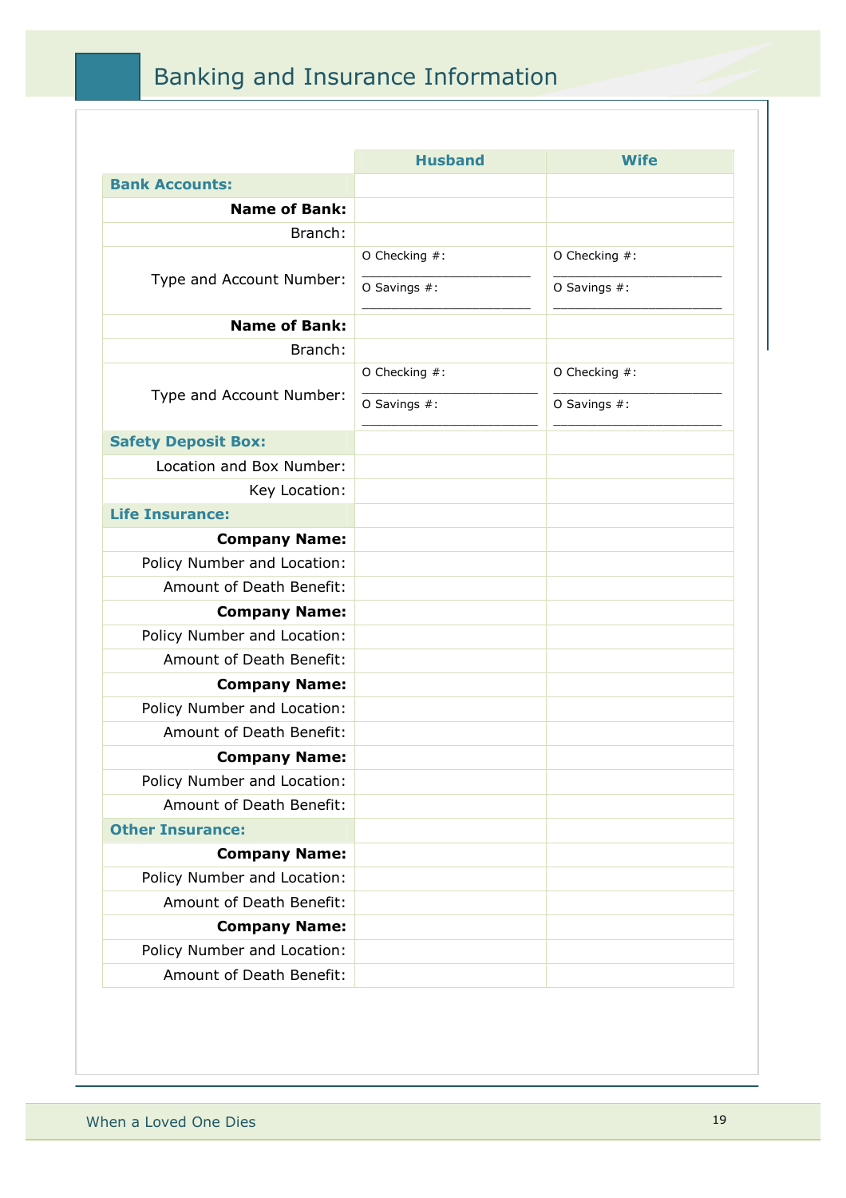# Banking and Insurance Information

| | Husband | Wife |
|---|---|---|
| **Bank Accounts:** | | |
| **Name of Bank:** | | |
| Branch: | | |
| Type and Account Number: | O Checking #: ______________________ O Savings #: ______________________ | O Checking #: ______________________ O Savings #: ______________________ |
| **Name of Bank:** | | |
| Branch: | | |
| Type and Account Number: | O Checking #: ______________________ O Savings #: ______________________ | O Checking #: ______________________ O Savings #: ______________________ |
| **Safety Deposit Box:** | | |
| Location and Box Number: | | |
| Key Location: | | |
| **Life Insurance:** | | |
| **Company Name:** | | |
| Policy Number and Location: | | |
| Amount of Death Benefit: | | |
| **Company Name:** | | |
| Policy Number and Location: | | |
| Amount of Death Benefit: | | |
| **Company Name:** | | |
| Policy Number and Location: | | |
| Amount of Death Benefit: | | |
| **Company Name:** | | |
| Policy Number and Location: | | |
| Amount of Death Benefit: | | |
| **Other Insurance:** | | |
| **Company Name:** | | |
| Policy Number and Location: | | |
| Amount of Death Benefit: | | |
| **Company Name:** | | |
| Policy Number and Location: | | |
| Amount of Death Benefit: | | |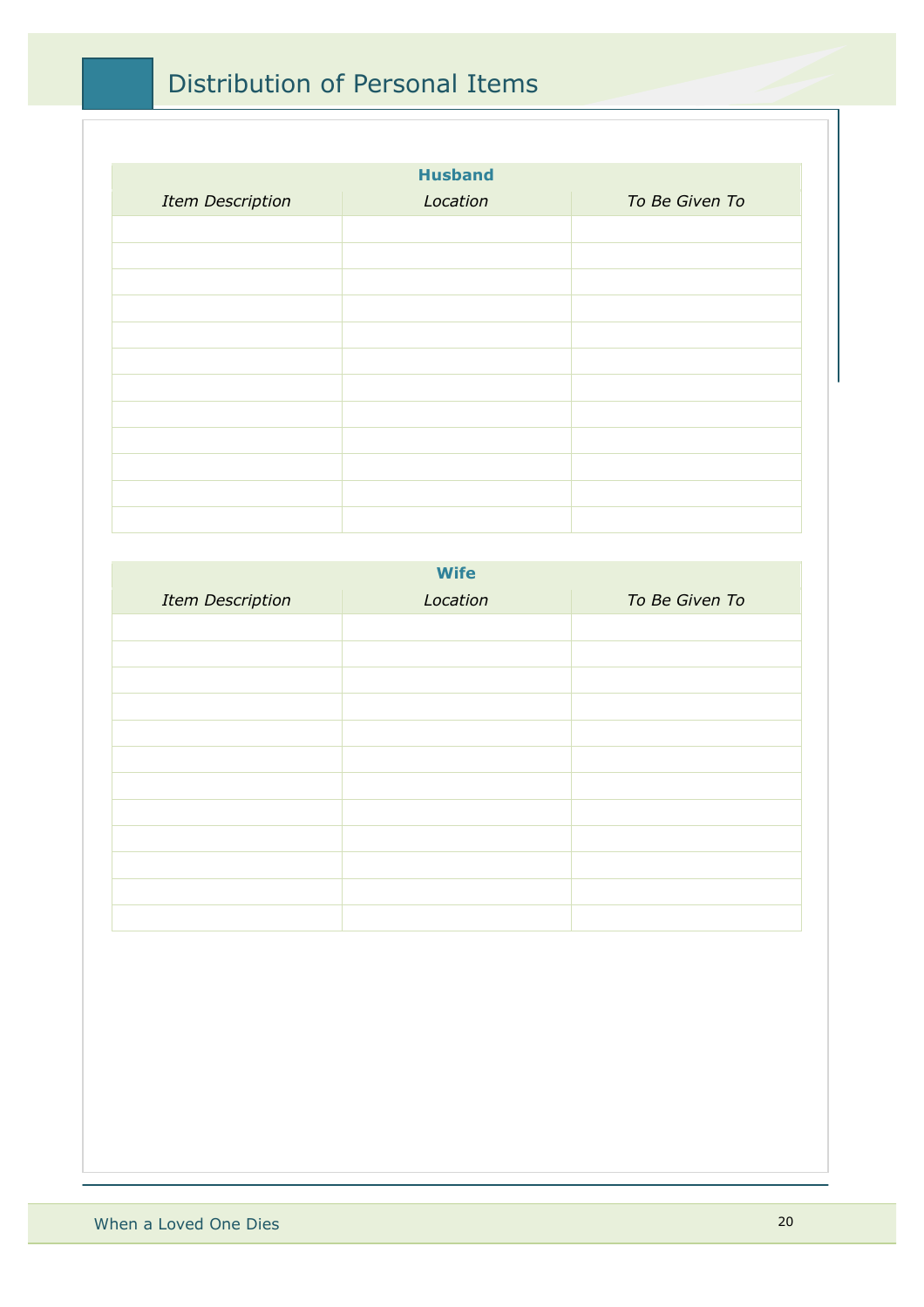# Distribution of Personal Items

| Husband | | |
|---|---|---|
| *Item Description* | *Location* | *To Be Given To* |
| | | |
| | | |
| | | |
| | | |
| | | |
| | | |
| | | |
| | | |
| | | |
| | | |
| | | |
| | | |

| Wife | | |
|---|---|---|
| *Item Description* | *Location* | *To Be Given To* |
| | | |
| | | |
| | | |
| | | |
| | | |
| | | |
| | | |
| | | |
| | | |
| | | |
| | | |
| | | |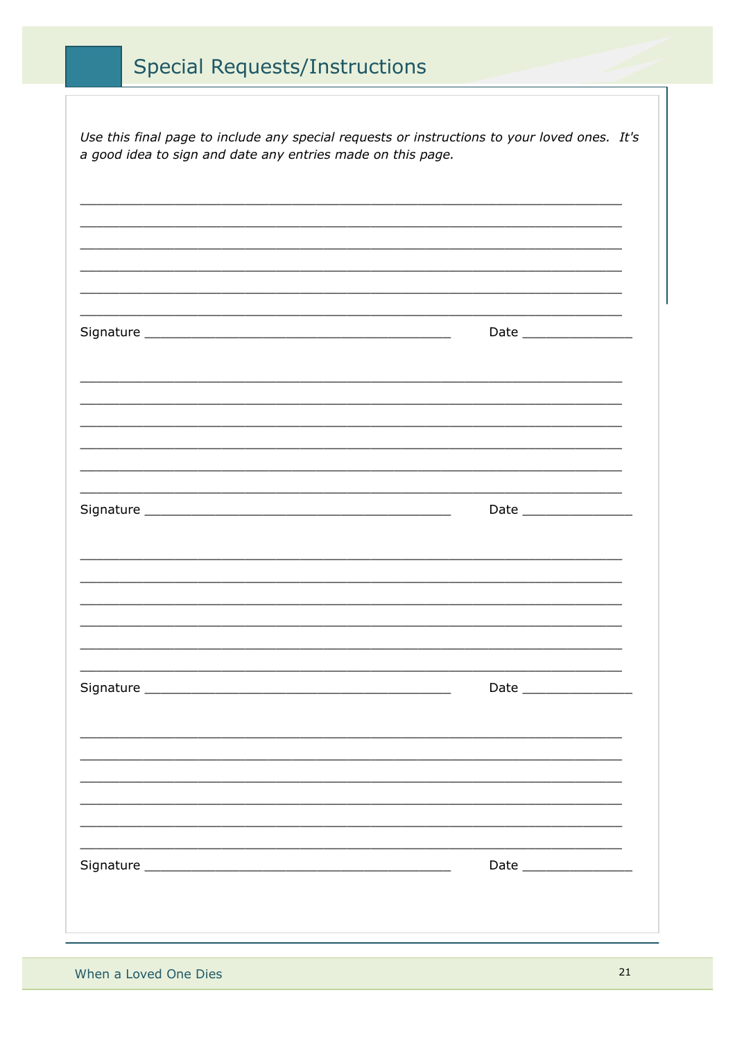# Special Requests/Instructions

*Use this final page to include any special requests or instructions to your loved ones. It's a good idea to sign and date any entries made on this page.*

\_\_\_\_\_\_\_\_\_\_\_\_\_\_\_\_\_\_\_\_\_\_\_\_\_\_\_\_\_\_\_\_\_\_\_\_\_\_\_\_\_\_\_\_\_\_\_\_\_\_\_\_\_\_\_\_\_\_\_\_\_\_\_\_\_\_\_\_

\_\_\_\_\_\_\_\_\_\_\_\_\_\_\_\_\_\_\_\_\_\_\_\_\_\_\_\_\_\_\_\_\_\_\_\_\_\_\_\_\_\_\_\_\_\_\_\_\_\_\_\_\_\_\_\_\_\_\_\_\_\_\_\_\_\_\_\_

\_\_\_\_\_\_\_\_\_\_\_\_\_\_\_\_\_\_\_\_\_\_\_\_\_\_\_\_\_\_\_\_\_\_\_\_\_\_\_\_\_\_\_\_\_\_\_\_\_\_\_\_\_\_\_\_\_\_\_\_\_\_\_\_\_\_\_\_

\_\_\_\_\_\_\_\_\_\_\_\_\_\_\_\_\_\_\_\_\_\_\_\_\_\_\_\_\_\_\_\_\_\_\_\_\_\_\_\_\_\_\_\_\_\_\_\_\_\_\_\_\_\_\_\_\_\_\_\_\_\_\_\_\_\_\_\_

\_\_\_\_\_\_\_\_\_\_\_\_\_\_\_\_\_\_\_\_\_\_\_\_\_\_\_\_\_\_\_\_\_\_\_\_\_\_\_\_\_\_\_\_\_\_\_\_\_\_\_\_\_\_\_\_\_\_\_\_\_\_\_\_\_\_\_\_

\_\_\_\_\_\_\_\_\_\_\_\_\_\_\_\_\_\_\_\_\_\_\_\_\_\_\_\_\_\_\_\_\_\_\_\_\_\_\_\_\_\_\_\_\_\_\_\_\_\_\_\_\_\_\_\_\_\_\_\_\_\_\_\_\_\_\_\_

Signature \_\_\_\_\_\_\_\_\_\_\_\_\_\_\_\_\_\_\_\_\_\_\_\_\_\_\_\_\_\_\_\_\_\_\_\_\_\_\_\_ Date \_\_\_\_\_\_\_\_\_\_\_\_\_\_

\_\_\_\_\_\_\_\_\_\_\_\_\_\_\_\_\_\_\_\_\_\_\_\_\_\_\_\_\_\_\_\_\_\_\_\_\_\_\_\_\_\_\_\_\_\_\_\_\_\_\_\_\_\_\_\_\_\_\_\_\_\_\_\_\_\_\_\_

\_\_\_\_\_\_\_\_\_\_\_\_\_\_\_\_\_\_\_\_\_\_\_\_\_\_\_\_\_\_\_\_\_\_\_\_\_\_\_\_\_\_\_\_\_\_\_\_\_\_\_\_\_\_\_\_\_\_\_\_\_\_\_\_\_\_\_\_

\_\_\_\_\_\_\_\_\_\_\_\_\_\_\_\_\_\_\_\_\_\_\_\_\_\_\_\_\_\_\_\_\_\_\_\_\_\_\_\_\_\_\_\_\_\_\_\_\_\_\_\_\_\_\_\_\_\_\_\_\_\_\_\_\_\_\_\_

\_\_\_\_\_\_\_\_\_\_\_\_\_\_\_\_\_\_\_\_\_\_\_\_\_\_\_\_\_\_\_\_\_\_\_\_\_\_\_\_\_\_\_\_\_\_\_\_\_\_\_\_\_\_\_\_\_\_\_\_\_\_\_\_\_\_\_\_

\_\_\_\_\_\_\_\_\_\_\_\_\_\_\_\_\_\_\_\_\_\_\_\_\_\_\_\_\_\_\_\_\_\_\_\_\_\_\_\_\_\_\_\_\_\_\_\_\_\_\_\_\_\_\_\_\_\_\_\_\_\_\_\_\_\_\_\_

\_\_\_\_\_\_\_\_\_\_\_\_\_\_\_\_\_\_\_\_\_\_\_\_\_\_\_\_\_\_\_\_\_\_\_\_\_\_\_\_\_\_\_\_\_\_\_\_\_\_\_\_\_\_\_\_\_\_\_\_\_\_\_\_\_\_\_\_

Signature \_\_\_\_\_\_\_\_\_\_\_\_\_\_\_\_\_\_\_\_\_\_\_\_\_\_\_\_\_\_\_\_\_\_\_\_\_\_\_\_ Date \_\_\_\_\_\_\_\_\_\_\_\_\_\_

\_\_\_\_\_\_\_\_\_\_\_\_\_\_\_\_\_\_\_\_\_\_\_\_\_\_\_\_\_\_\_\_\_\_\_\_\_\_\_\_\_\_\_\_\_\_\_\_\_\_\_\_\_\_\_\_\_\_\_\_\_\_\_\_\_\_\_\_

\_\_\_\_\_\_\_\_\_\_\_\_\_\_\_\_\_\_\_\_\_\_\_\_\_\_\_\_\_\_\_\_\_\_\_\_\_\_\_\_\_\_\_\_\_\_\_\_\_\_\_\_\_\_\_\_\_\_\_\_\_\_\_\_\_\_\_\_

\_\_\_\_\_\_\_\_\_\_\_\_\_\_\_\_\_\_\_\_\_\_\_\_\_\_\_\_\_\_\_\_\_\_\_\_\_\_\_\_\_\_\_\_\_\_\_\_\_\_\_\_\_\_\_\_\_\_\_\_\_\_\_\_\_\_\_\_

\_\_\_\_\_\_\_\_\_\_\_\_\_\_\_\_\_\_\_\_\_\_\_\_\_\_\_\_\_\_\_\_\_\_\_\_\_\_\_\_\_\_\_\_\_\_\_\_\_\_\_\_\_\_\_\_\_\_\_\_\_\_\_\_\_\_\_\_

\_\_\_\_\_\_\_\_\_\_\_\_\_\_\_\_\_\_\_\_\_\_\_\_\_\_\_\_\_\_\_\_\_\_\_\_\_\_\_\_\_\_\_\_\_\_\_\_\_\_\_\_\_\_\_\_\_\_\_\_\_\_\_\_\_\_\_\_

\_\_\_\_\_\_\_\_\_\_\_\_\_\_\_\_\_\_\_\_\_\_\_\_\_\_\_\_\_\_\_\_\_\_\_\_\_\_\_\_\_\_\_\_\_\_\_\_\_\_\_\_\_\_\_\_\_\_\_\_\_\_\_\_\_\_\_\_

Signature \_\_\_\_\_\_\_\_\_\_\_\_\_\_\_\_\_\_\_\_\_\_\_\_\_\_\_\_\_\_\_\_\_\_\_\_\_\_\_\_ Date \_\_\_\_\_\_\_\_\_\_\_\_\_\_

\_\_\_\_\_\_\_\_\_\_\_\_\_\_\_\_\_\_\_\_\_\_\_\_\_\_\_\_\_\_\_\_\_\_\_\_\_\_\_\_\_\_\_\_\_\_\_\_\_\_\_\_\_\_\_\_\_\_\_\_\_\_\_\_\_\_\_\_

\_\_\_\_\_\_\_\_\_\_\_\_\_\_\_\_\_\_\_\_\_\_\_\_\_\_\_\_\_\_\_\_\_\_\_\_\_\_\_\_\_\_\_\_\_\_\_\_\_\_\_\_\_\_\_\_\_\_\_\_\_\_\_\_\_\_\_\_

\_\_\_\_\_\_\_\_\_\_\_\_\_\_\_\_\_\_\_\_\_\_\_\_\_\_\_\_\_\_\_\_\_\_\_\_\_\_\_\_\_\_\_\_\_\_\_\_\_\_\_\_\_\_\_\_\_\_\_\_\_\_\_\_\_\_\_\_

\_\_\_\_\_\_\_\_\_\_\_\_\_\_\_\_\_\_\_\_\_\_\_\_\_\_\_\_\_\_\_\_\_\_\_\_\_\_\_\_\_\_\_\_\_\_\_\_\_\_\_\_\_\_\_\_\_\_\_\_\_\_\_\_\_\_\_\_

\_\_\_\_\_\_\_\_\_\_\_\_\_\_\_\_\_\_\_\_\_\_\_\_\_\_\_\_\_\_\_\_\_\_\_\_\_\_\_\_\_\_\_\_\_\_\_\_\_\_\_\_\_\_\_\_\_\_\_\_\_\_\_\_\_\_\_\_

\_\_\_\_\_\_\_\_\_\_\_\_\_\_\_\_\_\_\_\_\_\_\_\_\_\_\_\_\_\_\_\_\_\_\_\_\_\_\_\_\_\_\_\_\_\_\_\_\_\_\_\_\_\_\_\_\_\_\_\_\_\_\_\_\_\_\_\_

Signature \_\_\_\_\_\_\_\_\_\_\_\_\_\_\_\_\_\_\_\_\_\_\_\_\_\_\_\_\_\_\_\_\_\_\_\_\_\_\_\_ Date \_\_\_\_\_\_\_\_\_\_\_\_\_\_